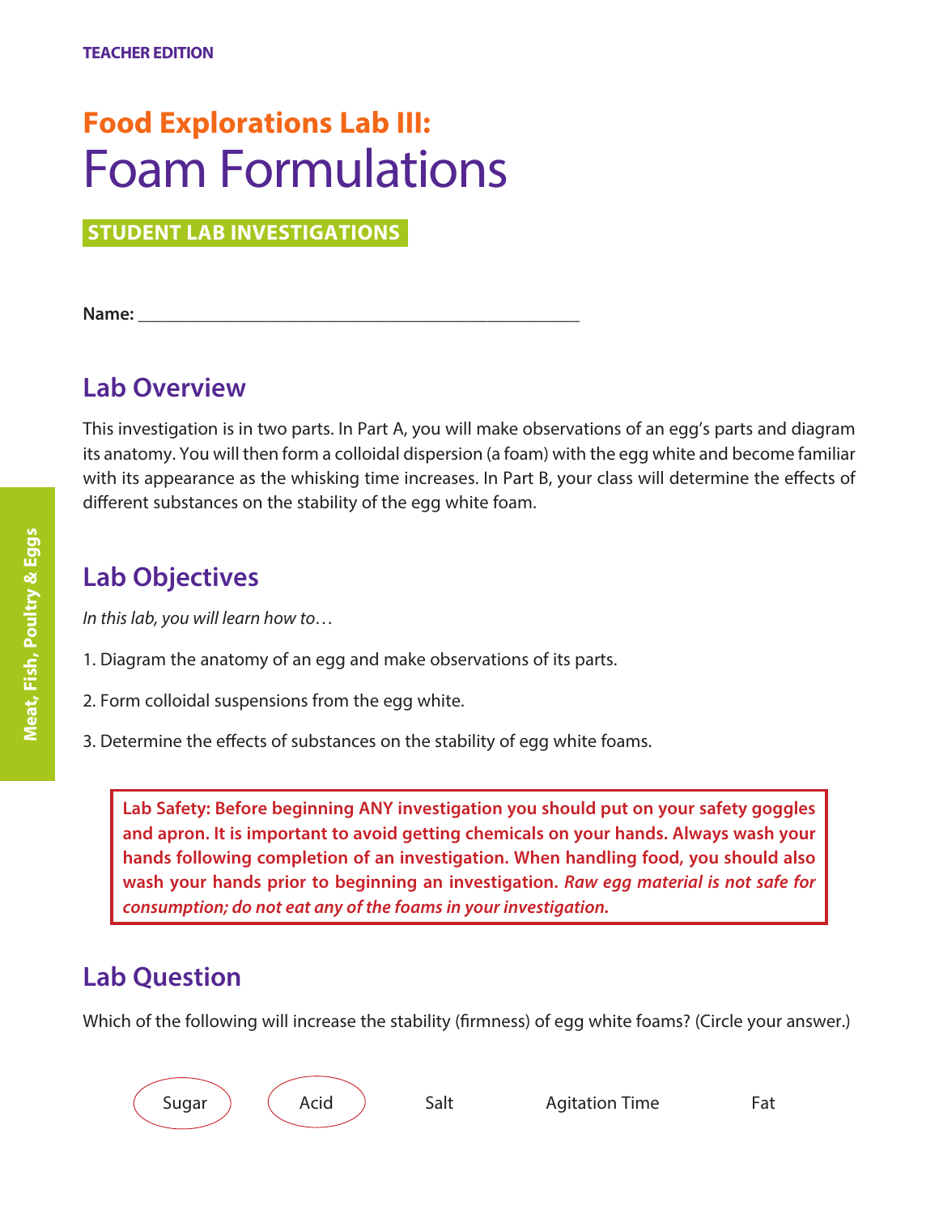TEACHER EDITION

# Food Explorations Lab III: Foam Formulations

**STUDENT LAB INVESTIGATIONS**

**Name:** ____________________________________________

## Lab Overview

This investigation is in two parts. In Part A, you will make observations of an egg's parts and diagram its anatomy. You will then form a colloidal dispersion (a foam) with the egg white and become familiar with its appearance as the whisking time increases. In Part B, your class will determine the effects of different substances on the stability of the egg white foam.

## Lab Objectives

*In this lab, you will learn how to…*

1. Diagram the anatomy of an egg and make observations of its parts.
2. Form colloidal suspensions from the egg white.
3. Determine the effects of substances on the stability of egg white foams.

> **Lab Safety: Before beginning ANY investigation you should put on your safety goggles and apron. It is important to avoid getting chemicals on your hands. Always wash your hands following completion of an investigation. When handling food, you should also wash your hands prior to beginning an investigation. *Raw egg material is not safe for consumption; do not eat any of the foams in your investigation.***

## Lab Question

Which of the following will increase the stability (firmness) of egg white foams? (Circle your answer.)

(Sugar) (Acid) Salt Agitation Time Fat

Meat, Fish, Poultry & Eggs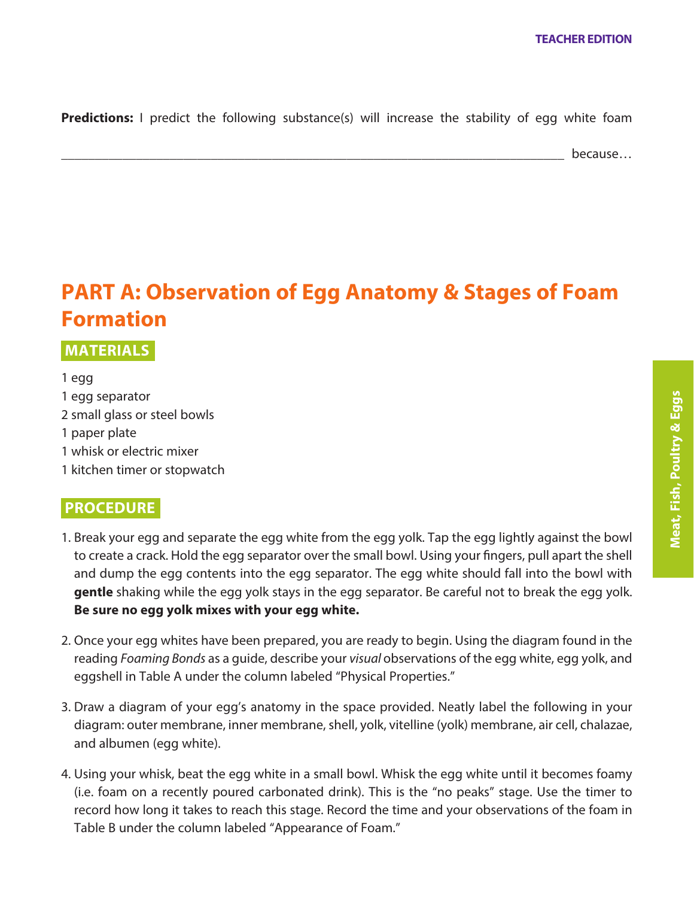**Predictions:** I predict the following substance(s) will increase the stability of egg white foam ___________________________________________________________________________ because…

## PART A: Observation of Egg Anatomy & Stages of Foam Formation

### MATERIALS

1 egg
1 egg separator
2 small glass or steel bowls
1 paper plate
1 whisk or electric mixer
1 kitchen timer or stopwatch

### PROCEDURE

1. Break your egg and separate the egg white from the egg yolk. Tap the egg lightly against the bowl to create a crack. Hold the egg separator over the small bowl. Using your fingers, pull apart the shell and dump the egg contents into the egg separator. The egg white should fall into the bowl with **gentle** shaking while the egg yolk stays in the egg separator. Be careful not to break the egg yolk. **Be sure no egg yolk mixes with your egg white.**

2. Once your egg whites have been prepared, you are ready to begin. Using the diagram found in the reading *Foaming Bonds* as a guide, describe your *visual* observations of the egg white, egg yolk, and eggshell in Table A under the column labeled "Physical Properties."

3. Draw a diagram of your egg's anatomy in the space provided. Neatly label the following in your diagram: outer membrane, inner membrane, shell, yolk, vitelline (yolk) membrane, air cell, chalazae, and albumen (egg white).

4. Using your whisk, beat the egg white in a small bowl. Whisk the egg white until it becomes foamy (i.e. foam on a recently poured carbonated drink). This is the "no peaks" stage. Use the timer to record how long it takes to reach this stage. Record the time and your observations of the foam in Table B under the column labeled "Appearance of Foam."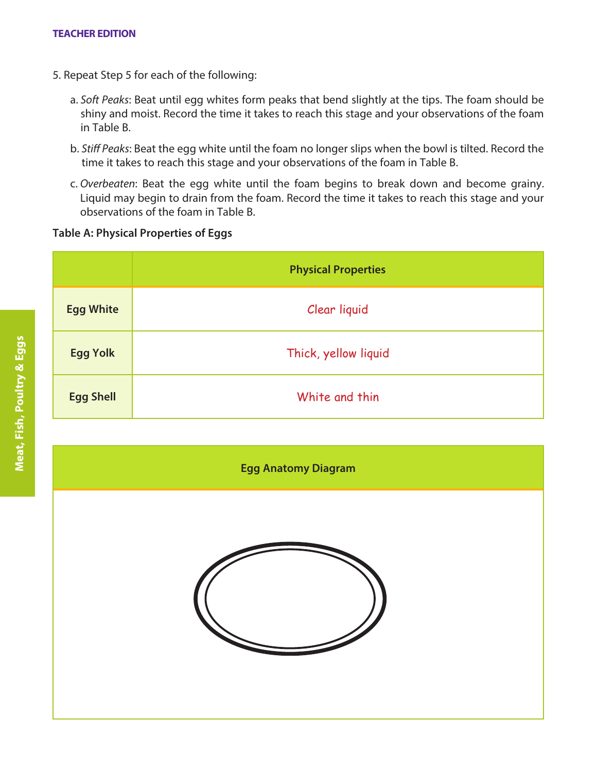5. Repeat Step 5 for each of the following:

   a. *Soft Peaks*: Beat until egg whites form peaks that bend slightly at the tips. The foam should be shiny and moist. Record the time it takes to reach this stage and your observations of the foam in Table B.

   b. *Stiff Peaks*: Beat the egg white until the foam no longer slips when the bowl is tilted. Record the time it takes to reach this stage and your observations of the foam in Table B.

   c. *Overbeaten*: Beat the egg white until the foam begins to break down and become grainy. Liquid may begin to drain from the foam. Record the time it takes to reach this stage and your observations of the foam in Table B.

**Table A: Physical Properties of Eggs**

| | Physical Properties |
|---|---|
| **Egg White** | Clear liquid |
| **Egg Yolk** | Thick, yellow liquid |
| **Egg Shell** | White and thin |

| Egg Anatomy Diagram |
|---|
| |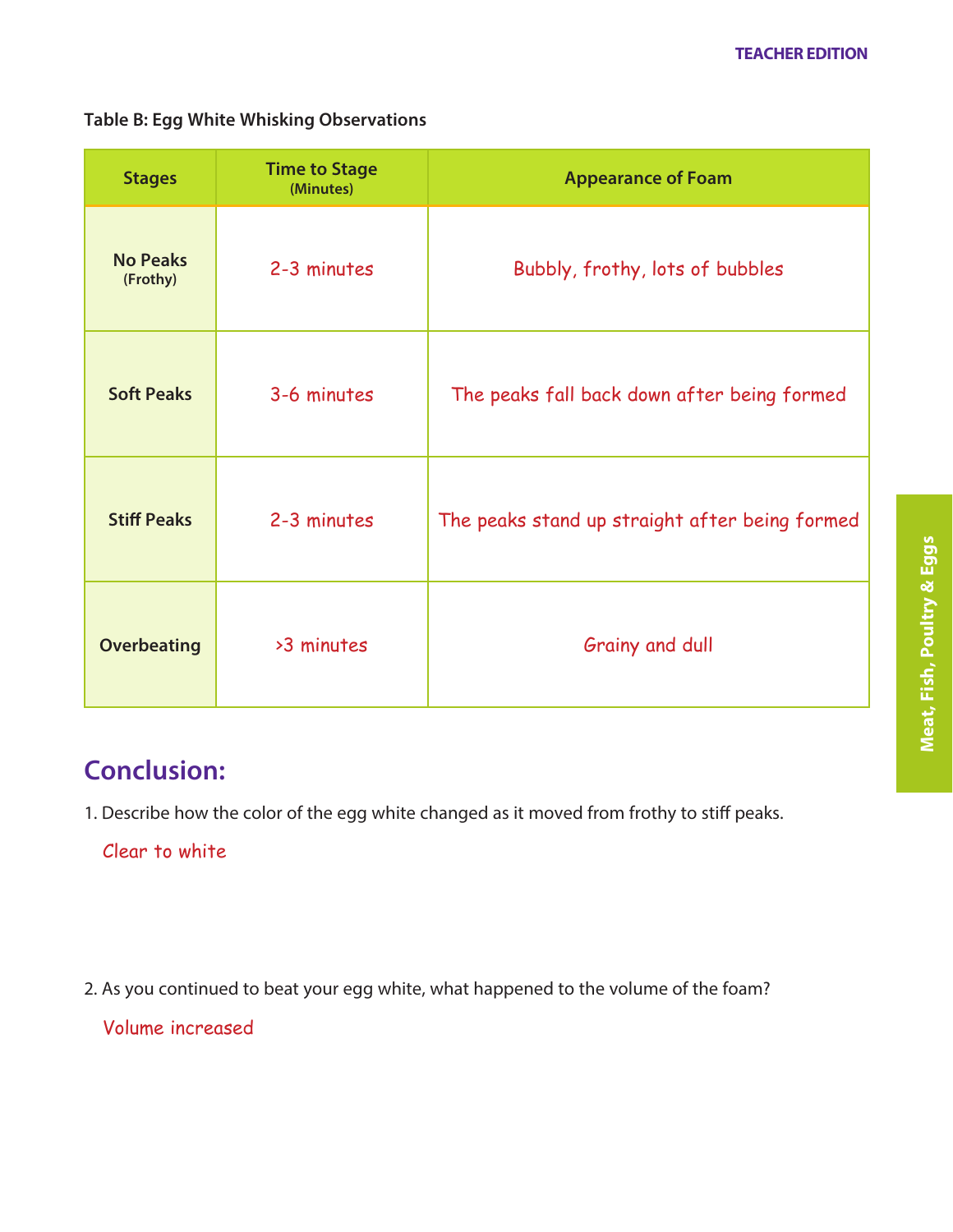**Table B: Egg White Whisking Observations**

| Stages | Time to Stage (Minutes) | Appearance of Foam |
|---|---|---|
| No Peaks (Frothy) | 2-3 minutes | Bubbly, frothy, lots of bubbles |
| Soft Peaks | 3-6 minutes | The peaks fall back down after being formed |
| Stiff Peaks | 2-3 minutes | The peaks stand up straight after being formed |
| Overbeating | >3 minutes | Grainy and dull |

## Conclusion:

1. Describe how the color of the egg white changed as it moved from frothy to stiff peaks.

   Clear to white

2. As you continued to beat your egg white, what happened to the volume of the foam?

   Volume increased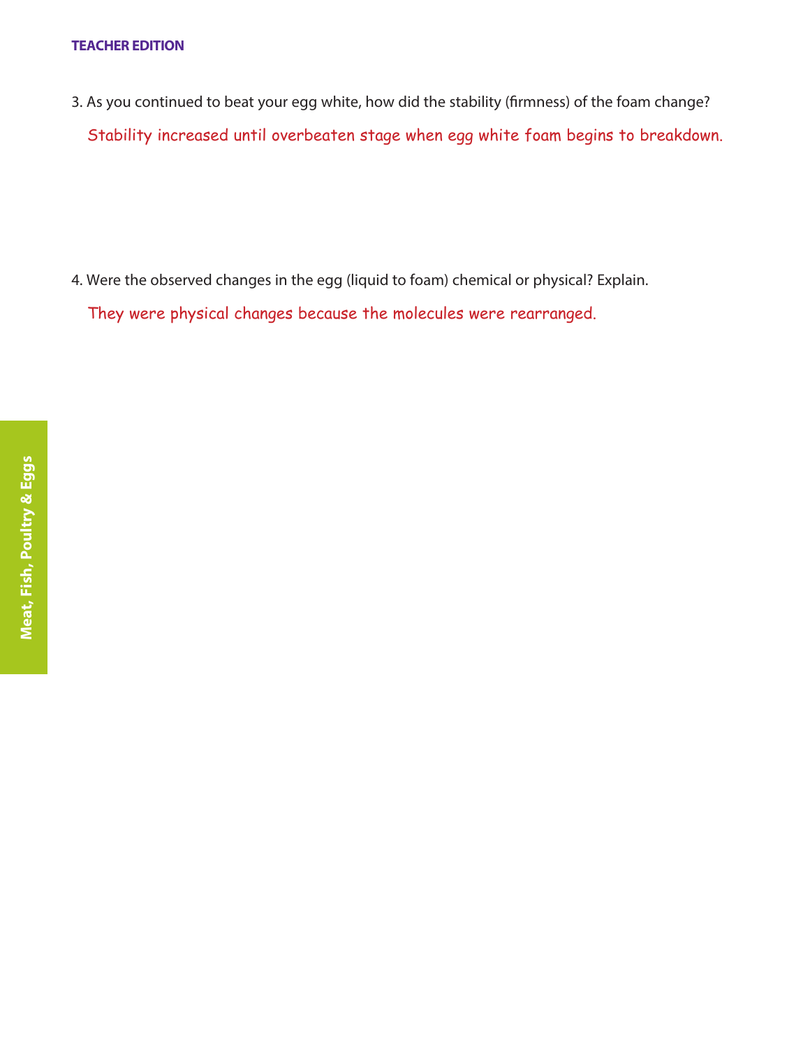3. As you continued to beat your egg white, how did the stability (firmness) of the foam change?

   Stability increased until overbeaten stage when egg white foam begins to breakdown.

4. Were the observed changes in the egg (liquid to foam) chemical or physical? Explain.

   They were physical changes because the molecules were rearranged.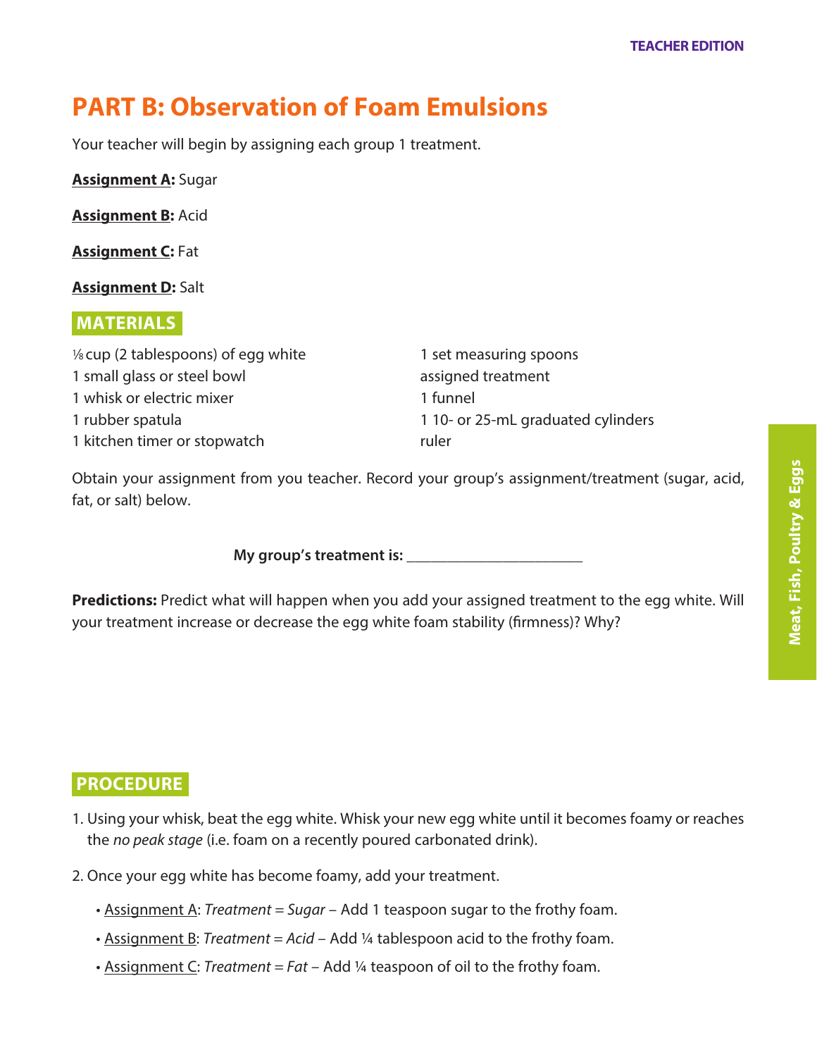# PART B: Observation of Foam Emulsions

Your teacher will begin by assigning each group 1 treatment.

**Assignment A:** Sugar

**Assignment B:** Acid

**Assignment C:** Fat

**Assignment D:** Salt

## MATERIALS

⅛ cup (2 tablespoons) of egg white
1 small glass or steel bowl
1 whisk or electric mixer
1 rubber spatula
1 kitchen timer or stopwatch
1 set measuring spoons
assigned treatment
1 funnel
1 10- or 25-mL graduated cylinders
ruler

Obtain your assignment from you teacher. Record your group's assignment/treatment (sugar, acid, fat, or salt) below.

**My group's treatment is:** ______________________

**Predictions:** Predict what will happen when you add your assigned treatment to the egg white. Will your treatment increase or decrease the egg white foam stability (firmness)? Why?

## PROCEDURE

1. Using your whisk, beat the egg white. Whisk your new egg white until it becomes foamy or reaches the *no peak stage* (i.e. foam on a recently poured carbonated drink).

2. Once your egg white has become foamy, add your treatment.
   - Assignment A: *Treatment = Sugar* – Add 1 teaspoon sugar to the frothy foam.
   - Assignment B: *Treatment = Acid* – Add ¼ tablespoon acid to the frothy foam.
   - Assignment C: *Treatment = Fat* – Add ¼ teaspoon of oil to the frothy foam.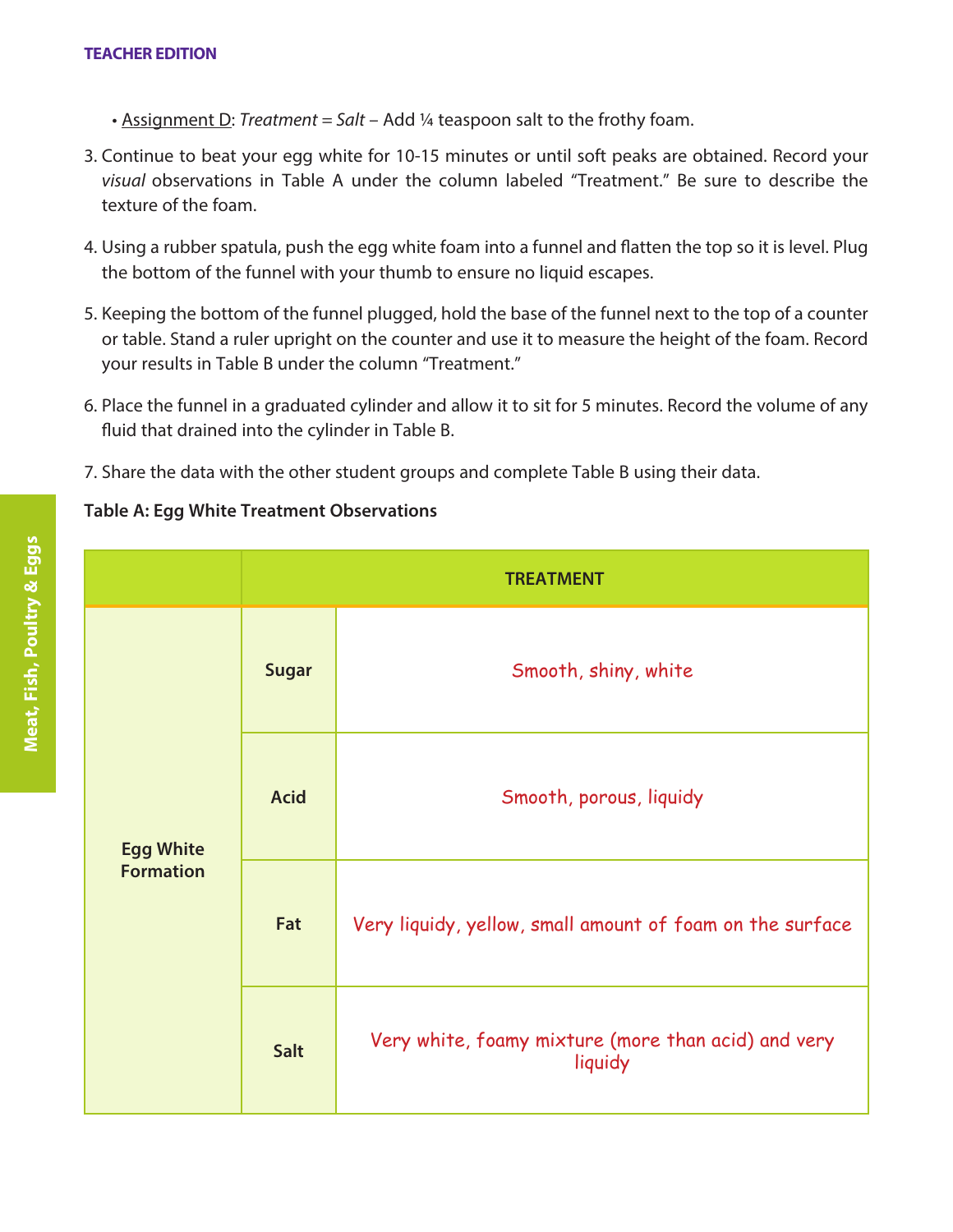- Assignment D: *Treatment = Salt* – Add ¼ teaspoon salt to the frothy foam.

3. Continue to beat your egg white for 10-15 minutes or until soft peaks are obtained. Record your *visual* observations in Table A under the column labeled "Treatment." Be sure to describe the texture of the foam.

4. Using a rubber spatula, push the egg white foam into a funnel and flatten the top so it is level. Plug the bottom of the funnel with your thumb to ensure no liquid escapes.

5. Keeping the bottom of the funnel plugged, hold the base of the funnel next to the top of a counter or table. Stand a ruler upright on the counter and use it to measure the height of the foam. Record your results in Table B under the column "Treatment."

6. Place the funnel in a graduated cylinder and allow it to sit for 5 minutes. Record the volume of any fluid that drained into the cylinder in Table B.

7. Share the data with the other student groups and complete Table B using their data.

**Table A: Egg White Treatment Observations**

| | TREATMENT | |
|---|---|---|
| Egg White Formation | Sugar | Smooth, shiny, white |
| | Acid | Smooth, porous, liquidy |
| | Fat | Very liquidy, yellow, small amount of foam on the surface |
| | Salt | Very white, foamy mixture (more than acid) and very liquidy |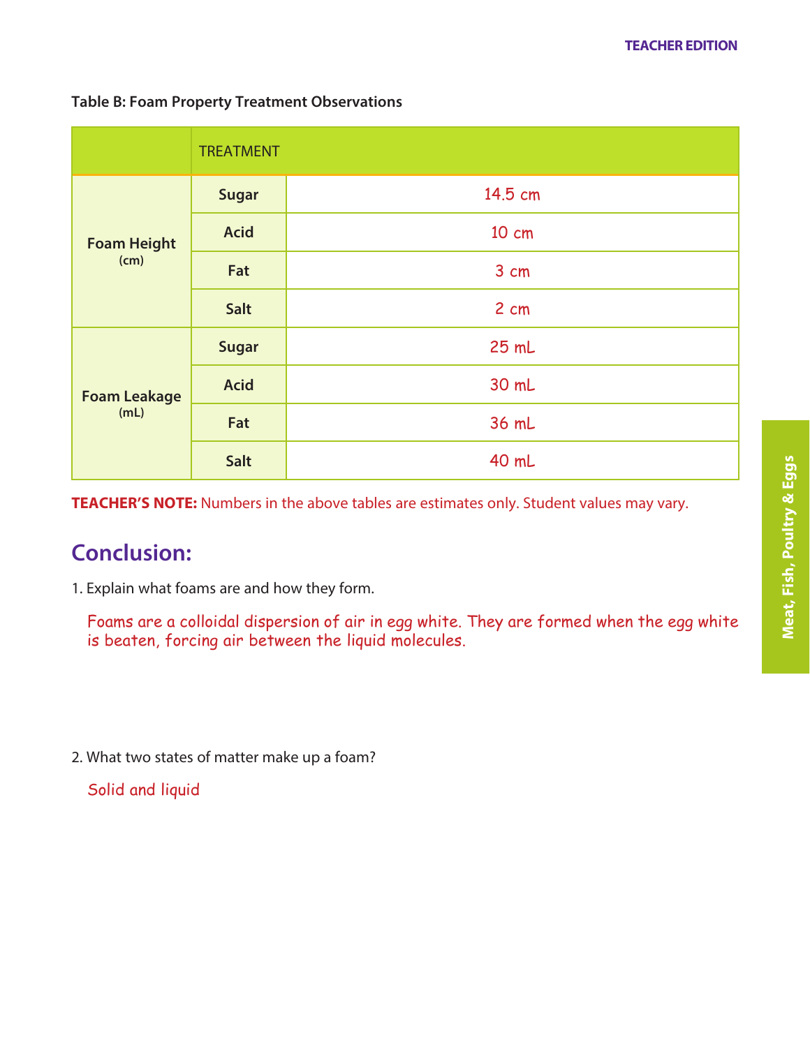**Table B: Foam Property Treatment Observations**

| | TREATMENT | |
|---|---|---|
| **Foam Height** (cm) | **Sugar** | 14.5 cm |
| | **Acid** | 10 cm |
| | **Fat** | 3 cm |
| | **Salt** | 2 cm |
| **Foam Leakage** (mL) | **Sugar** | 25 mL |
| | **Acid** | 30 mL |
| | **Fat** | 36 mL |
| | **Salt** | 40 mL |

**TEACHER'S NOTE:** Numbers in the above tables are estimates only. Student values may vary.

## Conclusion:

1. Explain what foams are and how they form.

   Foams are a colloidal dispersion of air in egg white. They are formed when the egg white is beaten, forcing air between the liquid molecules.

2. What two states of matter make up a foam?

   Solid and liquid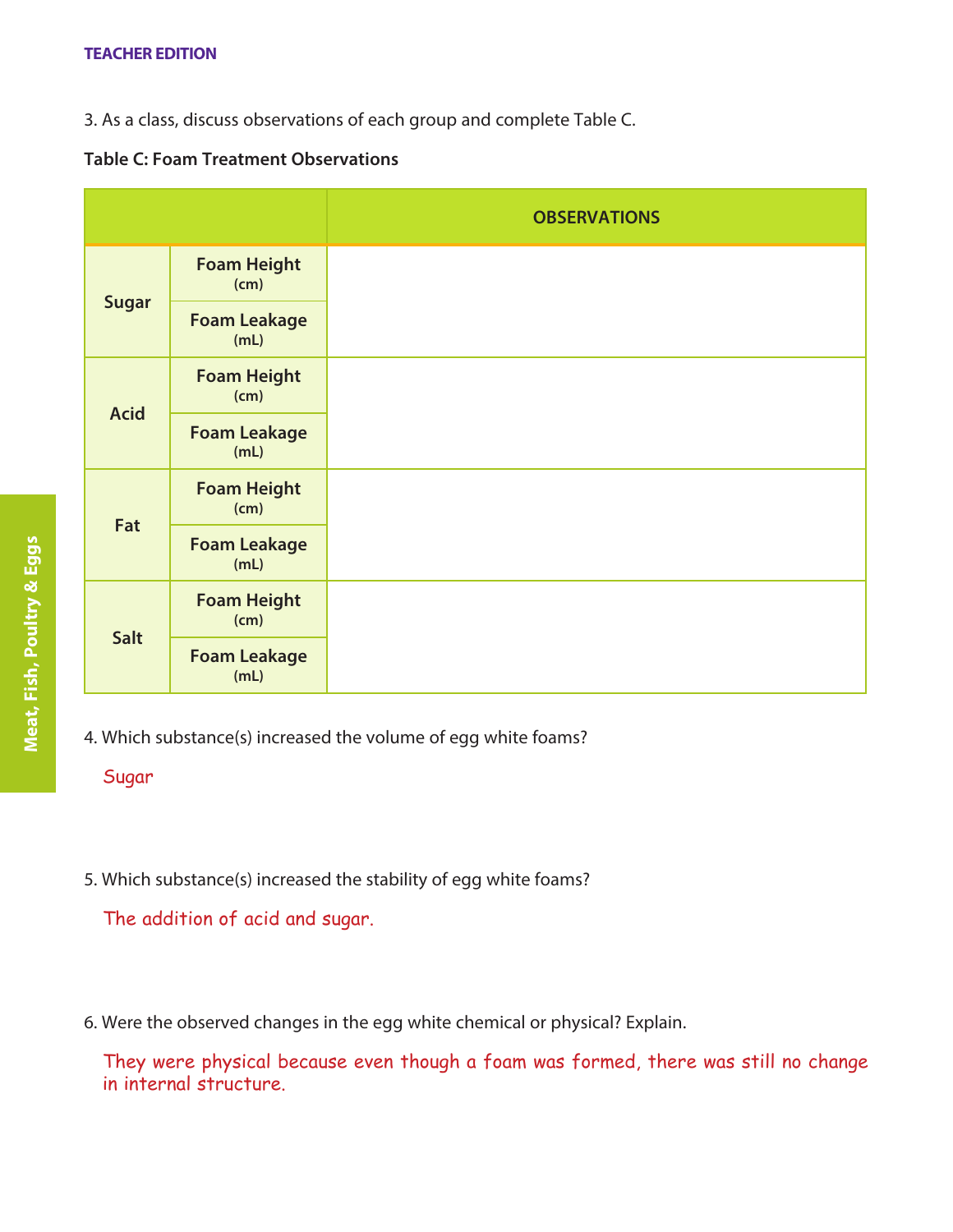TEACHER EDITION

3. As a class, discuss observations of each group and complete Table C.

**Table C: Foam Treatment Observations**

| | | OBSERVATIONS |
|---|---|---|
| **Sugar** | **Foam Height** (cm) | |
| | **Foam Leakage** (mL) | |
| **Acid** | **Foam Height** (cm) | |
| | **Foam Leakage** (mL) | |
| **Fat** | **Foam Height** (cm) | |
| | **Foam Leakage** (mL) | |
| **Salt** | **Foam Height** (cm) | |
| | **Foam Leakage** (mL) | |

4. Which substance(s) increased the volume of egg white foams?

Sugar

5. Which substance(s) increased the stability of egg white foams?

The addition of acid and sugar.

6. Were the observed changes in the egg white chemical or physical? Explain.

They were physical because even though a foam was formed, there was still no change in internal structure.

Meat, Fish, Poultry & Eggs